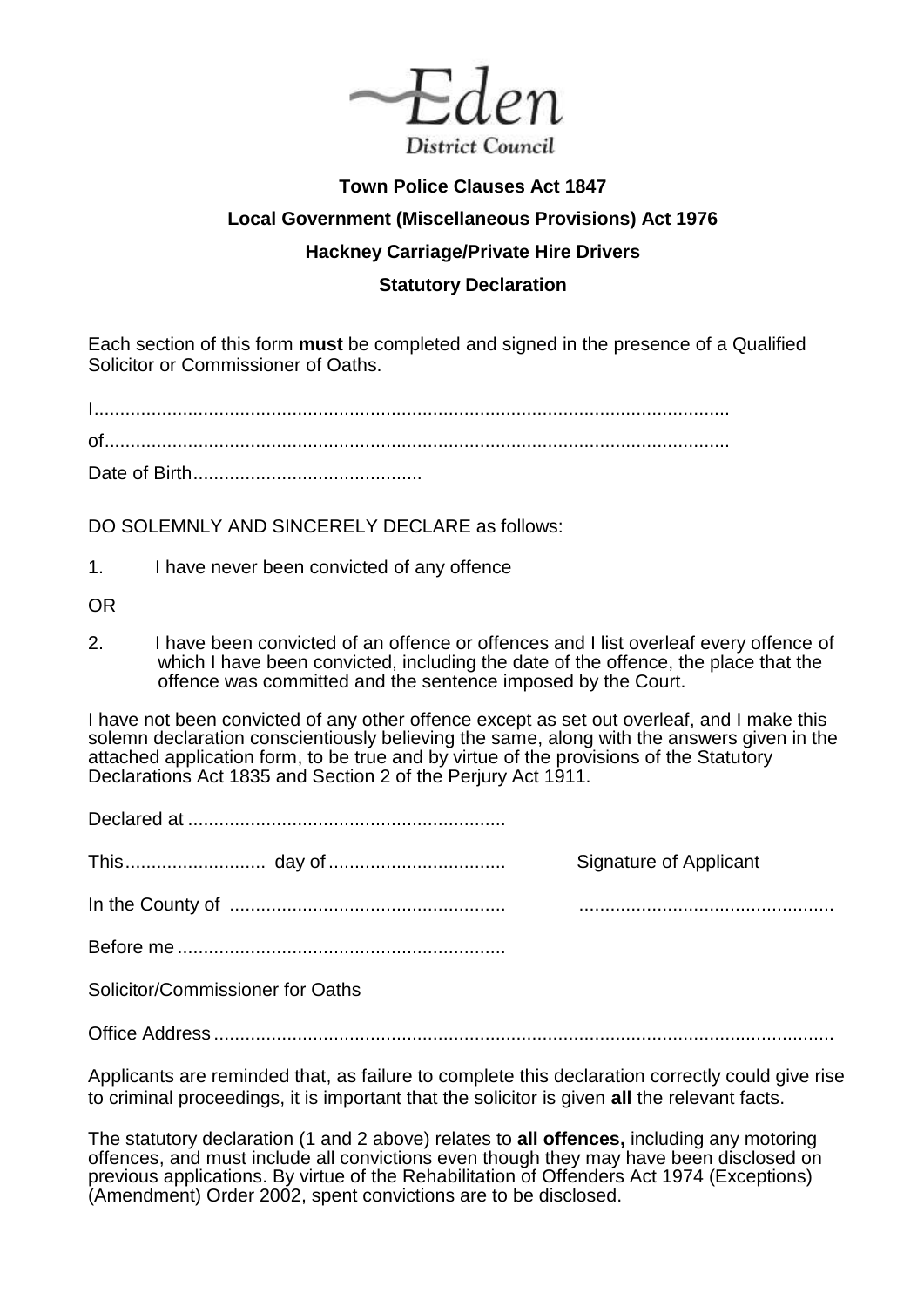Eden District Council

**Town Police Clauses Act 1847**

**Local Government (Miscellaneous Provisions) Act 1976**

**Hackney Carriage/Private Hire Drivers**

**Statutory Declaration**

Each section of this form **must** be completed and signed in the presence of a Qualified Solicitor or Commissioner of Oaths.

I.........................................................................................................................

of.......................................................................................................................

Date of Birth...........................................

DO SOLEMNLY AND SINCERELY DECLARE as follows:

1. I have never been convicted of any offence

OR

2. I have been convicted of an offence or offences and I list overleaf every offence of which I have been convicted, including the date of the offence, the place that the offence was committed and the sentence imposed by the Court.

I have not been convicted of any other offence except as set out overleaf, and I make this solemn declaration conscientiously believing the same, along with the answers given in the attached application form, to be true and by virtue of the provisions of the Statutory Declarations Act 1835 and Section 2 of the Perjury Act 1911.

Declared at ............................................................

This........................... day of ................................. Signature of Applicant

In the County of .................................................... ................................................

Before me ..............................................................

Solicitor/Commissioner for Oaths

Office Address ......................................................................................................................

Applicants are reminded that, as failure to complete this declaration correctly could give rise to criminal proceedings, it is important that the solicitor is given **all** the relevant facts.

The statutory declaration (1 and 2 above) relates to **all offences,** including any motoring offences, and must include all convictions even though they may have been disclosed on previous applications. By virtue of the Rehabilitation of Offenders Act 1974 (Exceptions) (Amendment) Order 2002, spent convictions are to be disclosed.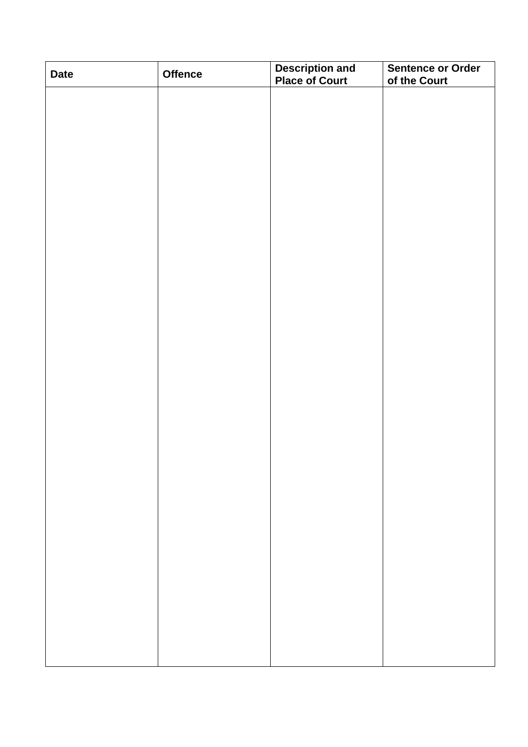| Date | Offence | Description and Place of Court | Sentence or Order of the Court |
| --- | --- | --- | --- |
| | | | |